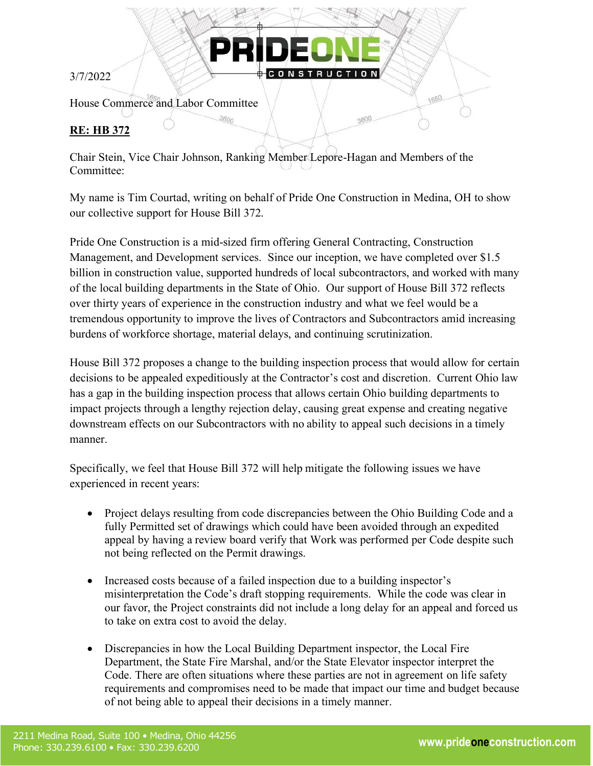3/7/2022

House Commerce and Labor Committee

**RE: HB 372**

Chair Stein, Vice Chair Johnson, Ranking Member Lepore-Hagan and Members of the Committee:

My name is Tim Courtad, writing on behalf of Pride One Construction in Medina, OH to show our collective support for House Bill 372.

Pride One Construction is a mid-sized firm offering General Contracting, Construction Management, and Development services. Since our inception, we have completed over $1.5 billion in construction value, supported hundreds of local subcontractors, and worked with many of the local building departments in the State of Ohio. Our support of House Bill 372 reflects over thirty years of experience in the construction industry and what we feel would be a tremendous opportunity to improve the lives of Contractors and Subcontractors amid increasing burdens of workforce shortage, material delays, and continuing scrutinization.

House Bill 372 proposes a change to the building inspection process that would allow for certain decisions to be appealed expeditiously at the Contractor's cost and discretion. Current Ohio law has a gap in the building inspection process that allows certain Ohio building departments to impact projects through a lengthy rejection delay, causing great expense and creating negative downstream effects on our Subcontractors with no ability to appeal such decisions in a timely manner.

Specifically, we feel that House Bill 372 will help mitigate the following issues we have experienced in recent years:

- Project delays resulting from code discrepancies between the Ohio Building Code and a fully Permitted set of drawings which could have been avoided through an expedited appeal by having a review board verify that Work was performed per Code despite such not being reflected on the Permit drawings.

- Increased costs because of a failed inspection due to a building inspector's misinterpretation the Code's draft stopping requirements. While the code was clear in our favor, the Project constraints did not include a long delay for an appeal and forced us to take on extra cost to avoid the delay.

- Discrepancies in how the Local Building Department inspector, the Local Fire Department, the State Fire Marshal, and/or the State Elevator inspector interpret the Code. There are often situations where these parties are not in agreement on life safety requirements and compromises need to be made that impact our time and budget because of not being able to appeal their decisions in a timely manner.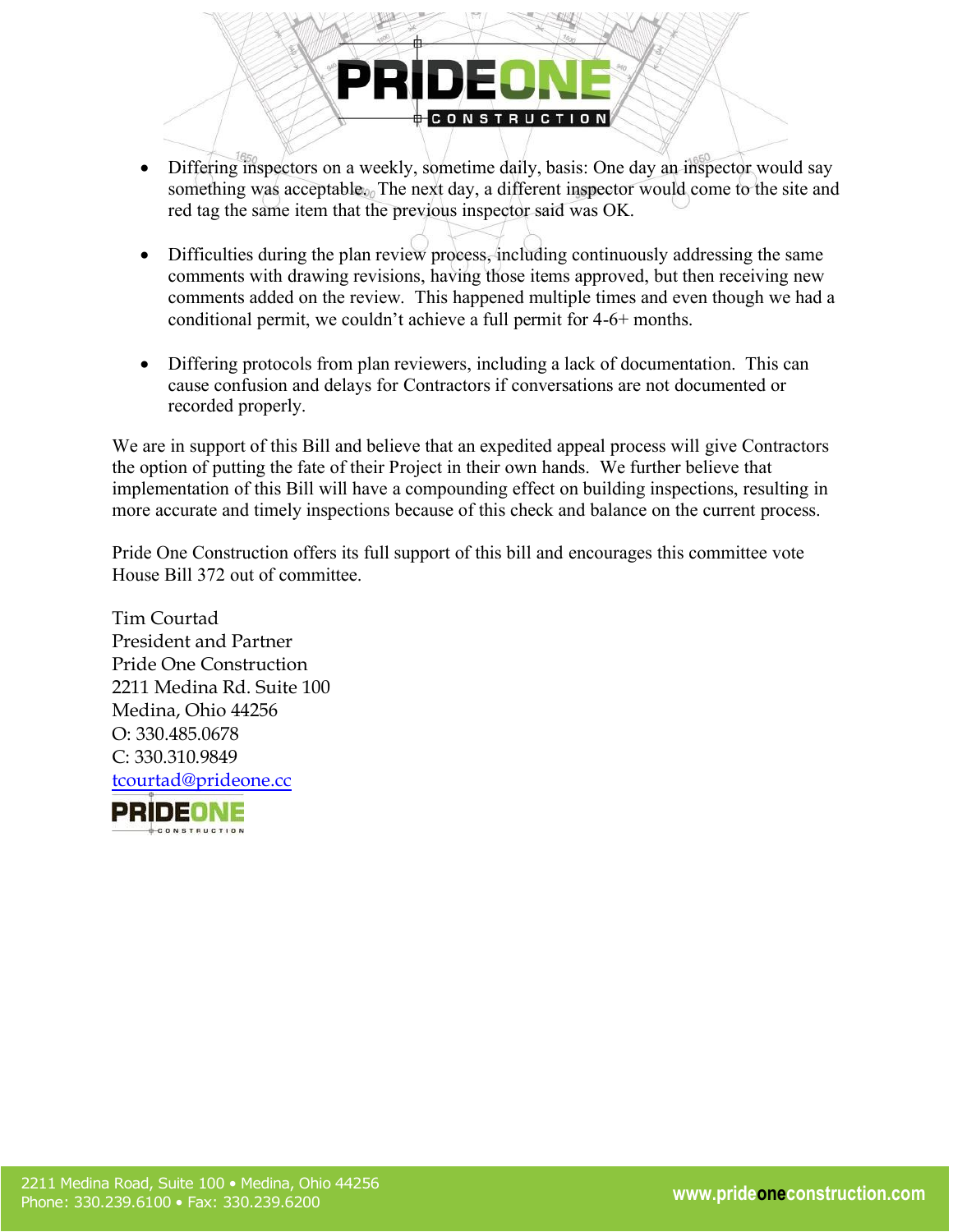- Differing inspectors on a weekly, sometime daily, basis: One day an inspector would say something was acceptable. The next day, a different inspector would come to the site and red tag the same item that the previous inspector said was OK.

- Difficulties during the plan review process, including continuously addressing the same comments with drawing revisions, having those items approved, but then receiving new comments added on the review. This happened multiple times and even though we had a conditional permit, we couldn't achieve a full permit for 4-6+ months.

- Differing protocols from plan reviewers, including a lack of documentation. This can cause confusion and delays for Contractors if conversations are not documented or recorded properly.

We are in support of this Bill and believe that an expedited appeal process will give Contractors the option of putting the fate of their Project in their own hands. We further believe that implementation of this Bill will have a compounding effect on building inspections, resulting in more accurate and timely inspections because of this check and balance on the current process.

Pride One Construction offers its full support of this bill and encourages this committee vote House Bill 372 out of committee.

Tim Courtad
President and Partner
Pride One Construction
2211 Medina Rd. Suite 100
Medina, Ohio 44256
O: 330.485.0678
C: 330.310.9849
tcourtad@prideone.cc